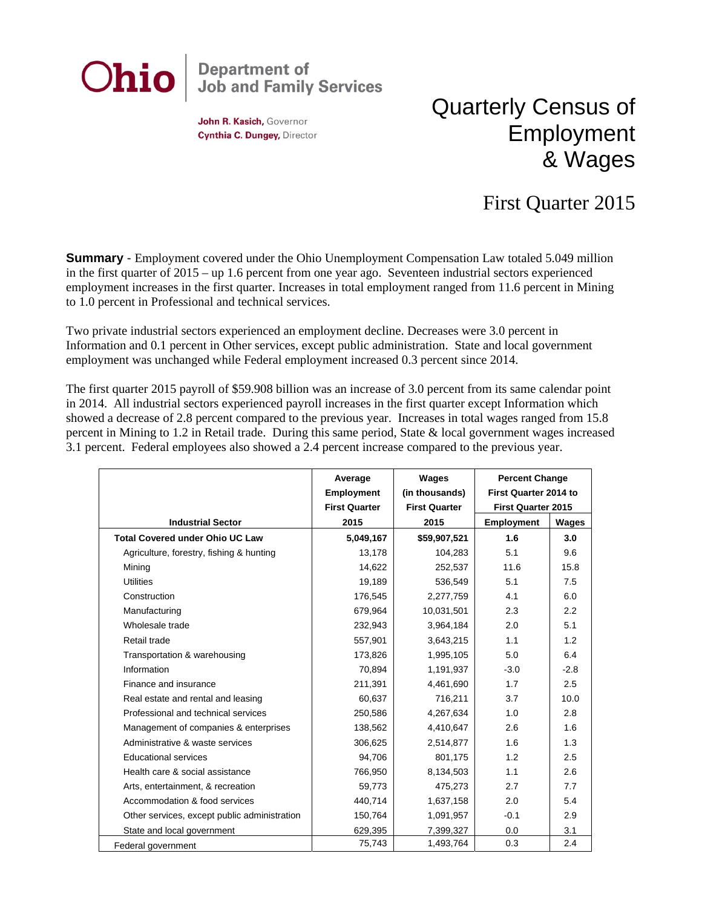**Ohio** | Department of Job and Family Services

**John R. Kasich,** Governor
**Cynthia C. Dungey,** Director

# Quarterly Census of Employment & Wages

## First Quarter 2015

**Summary** - Employment covered under the Ohio Unemployment Compensation Law totaled 5.049 million in the first quarter of 2015 – up 1.6 percent from one year ago. Seventeen industrial sectors experienced employment increases in the first quarter. Increases in total employment ranged from 11.6 percent in Mining to 1.0 percent in Professional and technical services.

Two private industrial sectors experienced an employment decline. Decreases were 3.0 percent in Information and 0.1 percent in Other services, except public administration. State and local government employment was unchanged while Federal employment increased 0.3 percent since 2014.

The first quarter 2015 payroll of $59.908 billion was an increase of 3.0 percent from its same calendar point in 2014. All industrial sectors experienced payroll increases in the first quarter except Information which showed a decrease of 2.8 percent compared to the previous year. Increases in total wages ranged from 15.8 percent in Mining to 1.2 in Retail trade. During this same period, State & local government wages increased 3.1 percent. Federal employees also showed a 2.4 percent increase compared to the previous year.

| Industrial Sector | Average Employment First Quarter 2015 | Wages (in thousands) First Quarter 2015 | Percent Change First Quarter 2014 to First Quarter 2015 | |
|---|---|---|---|---|
| | | | Employment | Wages |
| **Total Covered under Ohio UC Law** | **5,049,167** | **$59,907,521** | **1.6** | **3.0** |
| Agriculture, forestry, fishing & hunting | 13,178 | 104,283 | 5.1 | 9.6 |
| Mining | 14,622 | 252,537 | 11.6 | 15.8 |
| Utilities | 19,189 | 536,549 | 5.1 | 7.5 |
| Construction | 176,545 | 2,277,759 | 4.1 | 6.0 |
| Manufacturing | 679,964 | 10,031,501 | 2.3 | 2.2 |
| Wholesale trade | 232,943 | 3,964,184 | 2.0 | 5.1 |
| Retail trade | 557,901 | 3,643,215 | 1.1 | 1.2 |
| Transportation & warehousing | 173,826 | 1,995,105 | 5.0 | 6.4 |
| Information | 70,894 | 1,191,937 | -3.0 | -2.8 |
| Finance and insurance | 211,391 | 4,461,690 | 1.7 | 2.5 |
| Real estate and rental and leasing | 60,637 | 716,211 | 3.7 | 10.0 |
| Professional and technical services | 250,586 | 4,267,634 | 1.0 | 2.8 |
| Management of companies & enterprises | 138,562 | 4,410,647 | 2.6 | 1.6 |
| Administrative & waste services | 306,625 | 2,514,877 | 1.6 | 1.3 |
| Educational services | 94,706 | 801,175 | 1.2 | 2.5 |
| Health care & social assistance | 766,950 | 8,134,503 | 1.1 | 2.6 |
| Arts, entertainment, & recreation | 59,773 | 475,273 | 2.7 | 7.7 |
| Accommodation & food services | 440,714 | 1,637,158 | 2.0 | 5.4 |
| Other services, except public administration | 150,764 | 1,091,957 | -0.1 | 2.9 |
| State and local government | 629,395 | 7,399,327 | 0.0 | 3.1 |
| Federal government | 75,743 | 1,493,764 | 0.3 | 2.4 |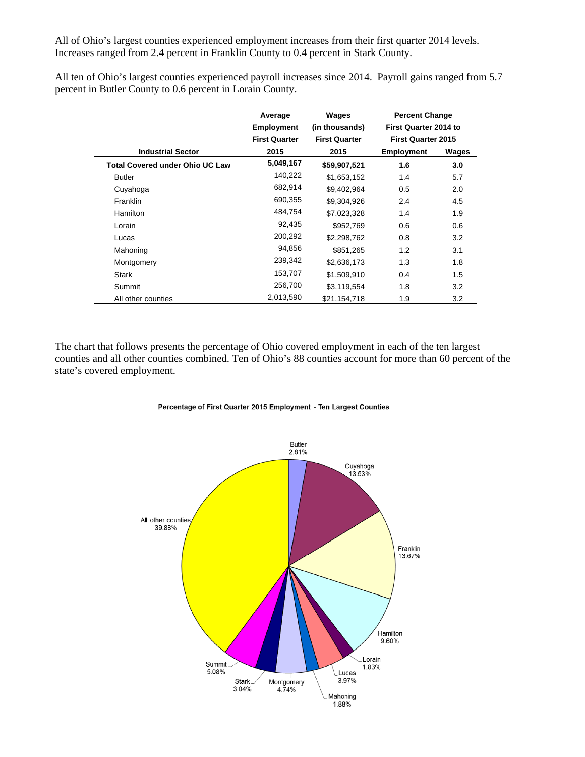All of Ohio's largest counties experienced employment increases from their first quarter 2014 levels. Increases ranged from 2.4 percent in Franklin County to 0.4 percent in Stark County.

All ten of Ohio's largest counties experienced payroll increases since 2014. Payroll gains ranged from 5.7 percent in Butler County to 0.6 percent in Lorain County.

| Industrial Sector | Average Employment First Quarter 2015 | Wages (in thousands) First Quarter 2015 | Percent Change First Quarter 2014 to First Quarter 2015 | |
|---|---|---|---|---|
| | | | Employment | Wages |
| **Total Covered under Ohio UC Law** | **5,049,167** | **$59,907,521** | **1.6** | **3.0** |
| Butler | 140,222 | $1,653,152 | 1.4 | 5.7 |
| Cuyahoga | 682,914 | $9,402,964 | 0.5 | 2.0 |
| Franklin | 690,355 | $9,304,926 | 2.4 | 4.5 |
| Hamilton | 484,754 | $7,023,328 | 1.4 | 1.9 |
| Lorain | 92,435 | $952,769 | 0.6 | 0.6 |
| Lucas | 200,292 | $2,298,762 | 0.8 | 3.2 |
| Mahoning | 94,856 | $851,265 | 1.2 | 3.1 |
| Montgomery | 239,342 | $2,636,173 | 1.3 | 1.8 |
| Stark | 153,707 | $1,509,910 | 0.4 | 1.5 |
| Summit | 256,700 | $3,119,554 | 1.8 | 3.2 |
| All other counties | 2,013,590 | $21,154,718 | 1.9 | 3.2 |

The chart that follows presents the percentage of Ohio covered employment in each of the ten largest counties and all other counties combined. Ten of Ohio's 88 counties account for more than 60 percent of the state's covered employment.

Percentage of First Quarter 2015 Employment - Ten Largest Counties

Butler 2.81%
Cuyahoga 13.53%
Franklin 13.67%
Hamilton 9.60%
Lorain 1.83%
Lucas 3.97%
Mahoning 1.88%
Montgomery 4.74%
Stark 3.04%
Summit 5.08%
All other counties 39.88%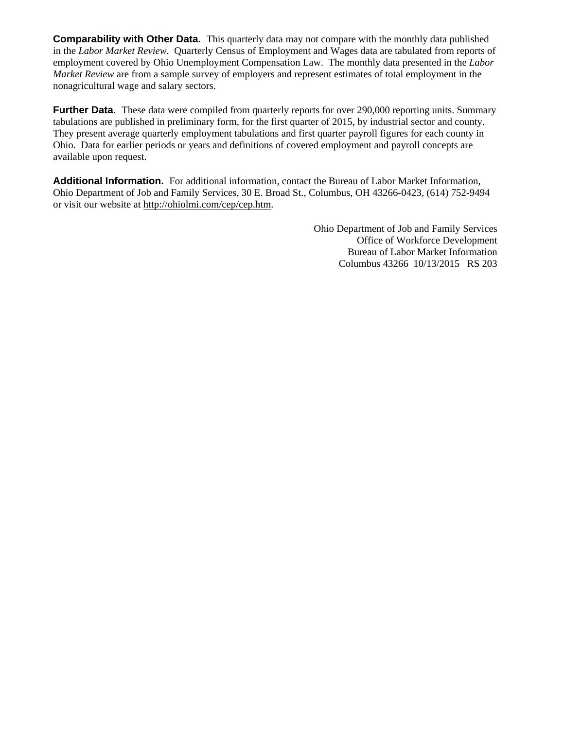**Comparability with Other Data.** This quarterly data may not compare with the monthly data published in the *Labor Market Review*. Quarterly Census of Employment and Wages data are tabulated from reports of employment covered by Ohio Unemployment Compensation Law. The monthly data presented in the *Labor Market Review* are from a sample survey of employers and represent estimates of total employment in the nonagricultural wage and salary sectors.

**Further Data.** These data were compiled from quarterly reports for over 290,000 reporting units. Summary tabulations are published in preliminary form, for the first quarter of 2015, by industrial sector and county. They present average quarterly employment tabulations and first quarter payroll figures for each county in Ohio. Data for earlier periods or years and definitions of covered employment and payroll concepts are available upon request.

**Additional Information.** For additional information, contact the Bureau of Labor Market Information, Ohio Department of Job and Family Services, 30 E. Broad St., Columbus, OH 43266-0423, (614) 752-9494 or visit our website at http://ohiolmi.com/cep/cep.htm.

Ohio Department of Job and Family Services
Office of Workforce Development
Bureau of Labor Market Information
Columbus 43266 10/13/2015 RS 203